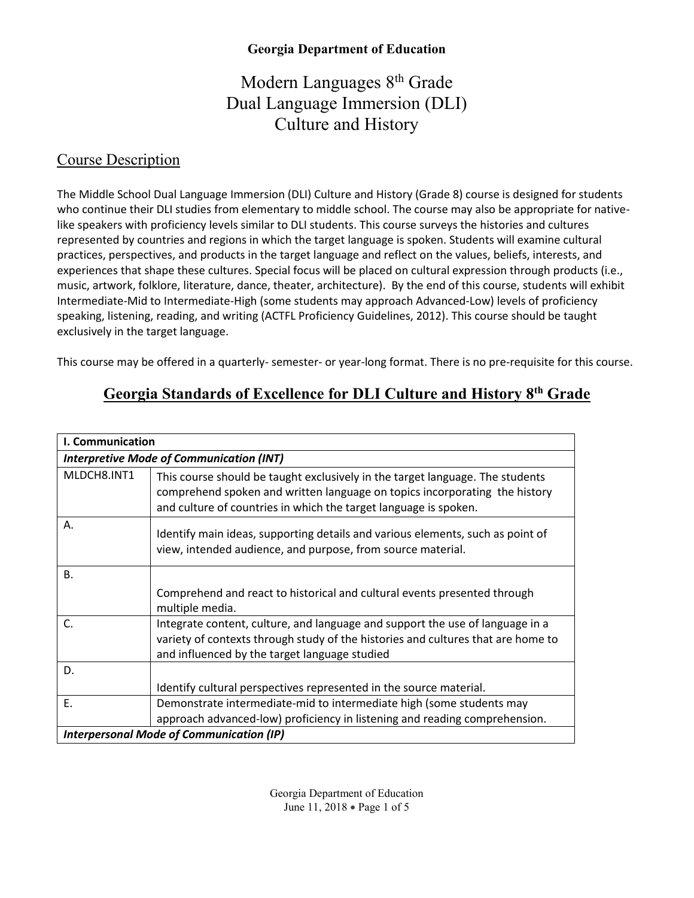**Georgia Department of Education**

# Modern Languages 8th Grade Dual Language Immersion (DLI) Culture and History

## Course Description

The Middle School Dual Language Immersion (DLI) Culture and History (Grade 8) course is designed for students who continue their DLI studies from elementary to middle school. The course may also be appropriate for native-like speakers with proficiency levels similar to DLI students. This course surveys the histories and cultures represented by countries and regions in which the target language is spoken. Students will examine cultural practices, perspectives, and products in the target language and reflect on the values, beliefs, interests, and experiences that shape these cultures. Special focus will be placed on cultural expression through products (i.e., music, artwork, folklore, literature, dance, theater, architecture). By the end of this course, students will exhibit Intermediate-Mid to Intermediate-High (some students may approach Advanced-Low) levels of proficiency speaking, listening, reading, and writing (ACTFL Proficiency Guidelines, 2012). This course should be taught exclusively in the target language.

This course may be offered in a quarterly- semester- or year-long format. There is no pre-requisite for this course.

## Georgia Standards of Excellence for DLI Culture and History 8th Grade

| **I. Communication** | |
|---|---|
| ***Interpretive Mode of Communication (INT)*** | |
| MLDCH8.INT1 | This course should be taught exclusively in the target language. The students comprehend spoken and written language on topics incorporating the history and culture of countries in which the target language is spoken. |
| A. | Identify main ideas, supporting details and various elements, such as point of view, intended audience, and purpose, from source material. |
| B. | Comprehend and react to historical and cultural events presented through multiple media. |
| C. | Integrate content, culture, and language and support the use of language in a variety of contexts through study of the histories and cultures that are home to and influenced by the target language studied |
| D. | Identify cultural perspectives represented in the source material. |
| E. | Demonstrate intermediate-mid to intermediate high (some students may approach advanced-low) proficiency in listening and reading comprehension. |
| ***Interpersonal Mode of Communication (IP)*** | |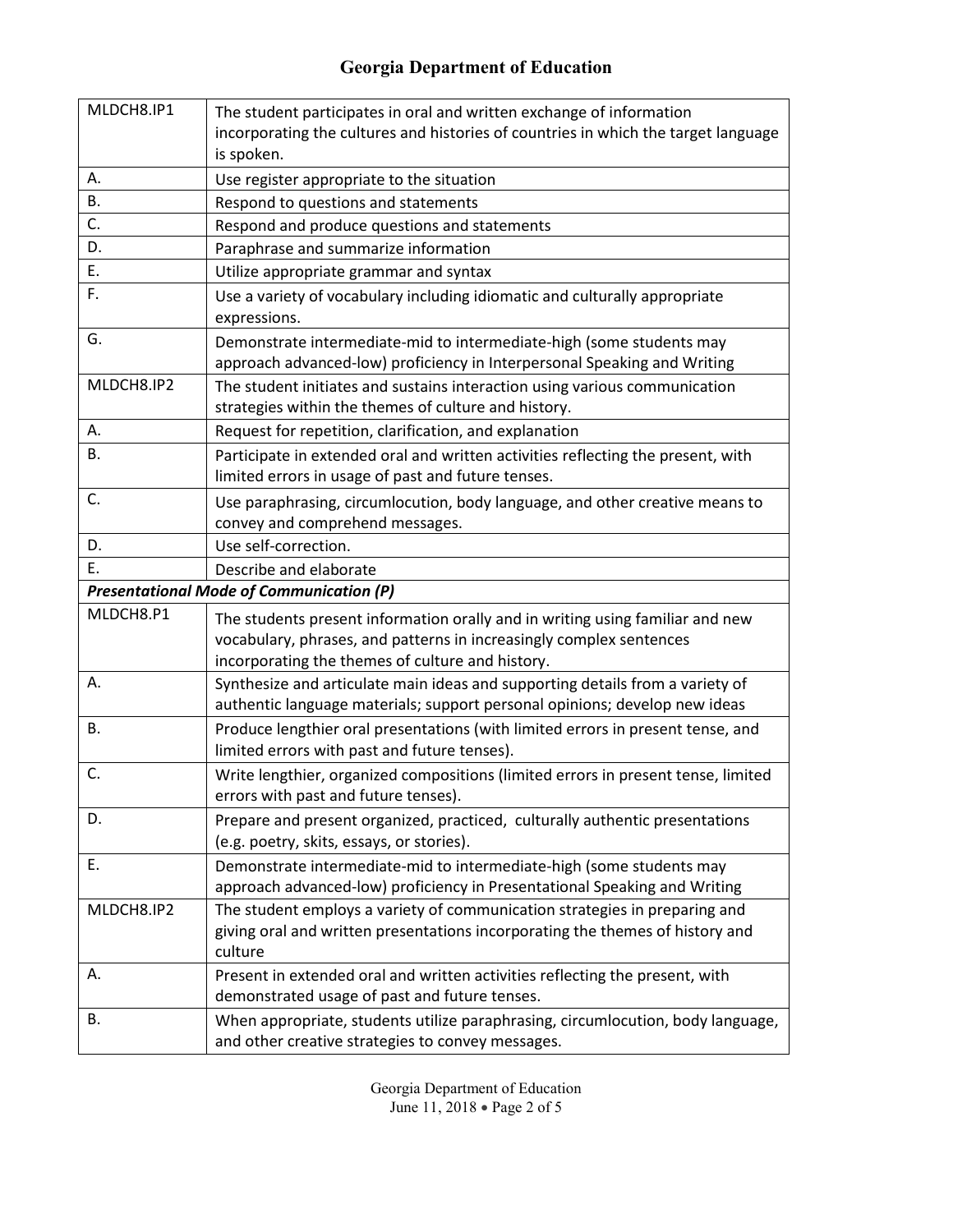| MLDCH8.IP1 | The student participates in oral and written exchange of information incorporating the cultures and histories of countries in which the target language is spoken. |
|---|---|
| A. | Use register appropriate to the situation |
| B. | Respond to questions and statements |
| C. | Respond and produce questions and statements |
| D. | Paraphrase and summarize information |
| E. | Utilize appropriate grammar and syntax |
| F. | Use a variety of vocabulary including idiomatic and culturally appropriate expressions. |
| G. | Demonstrate intermediate-mid to intermediate-high (some students may approach advanced-low) proficiency in Interpersonal Speaking and Writing |
| MLDCH8.IP2 | The student initiates and sustains interaction using various communication strategies within the themes of culture and history. |
| A. | Request for repetition, clarification, and explanation |
| B. | Participate in extended oral and written activities reflecting the present, with limited errors in usage of past and future tenses. |
| C. | Use paraphrasing, circumlocution, body language, and other creative means to convey and comprehend messages. |
| D. | Use self-correction. |
| E. | Describe and elaborate |
| ***Presentational Mode of Communication (P)*** | |
| MLDCH8.P1 | The students present information orally and in writing using familiar and new vocabulary, phrases, and patterns in increasingly complex sentences incorporating the themes of culture and history. |
| A. | Synthesize and articulate main ideas and supporting details from a variety of authentic language materials; support personal opinions; develop new ideas |
| B. | Produce lengthier oral presentations (with limited errors in present tense, and limited errors with past and future tenses). |
| C. | Write lengthier, organized compositions (limited errors in present tense, limited errors with past and future tenses). |
| D. | Prepare and present organized, practiced, culturally authentic presentations (e.g. poetry, skits, essays, or stories). |
| E. | Demonstrate intermediate-mid to intermediate-high (some students may approach advanced-low) proficiency in Presentational Speaking and Writing |
| MLDCH8.IP2 | The student employs a variety of communication strategies in preparing and giving oral and written presentations incorporating the themes of history and culture |
| A. | Present in extended oral and written activities reflecting the present, with demonstrated usage of past and future tenses. |
| B. | When appropriate, students utilize paraphrasing, circumlocution, body language, and other creative strategies to convey messages. |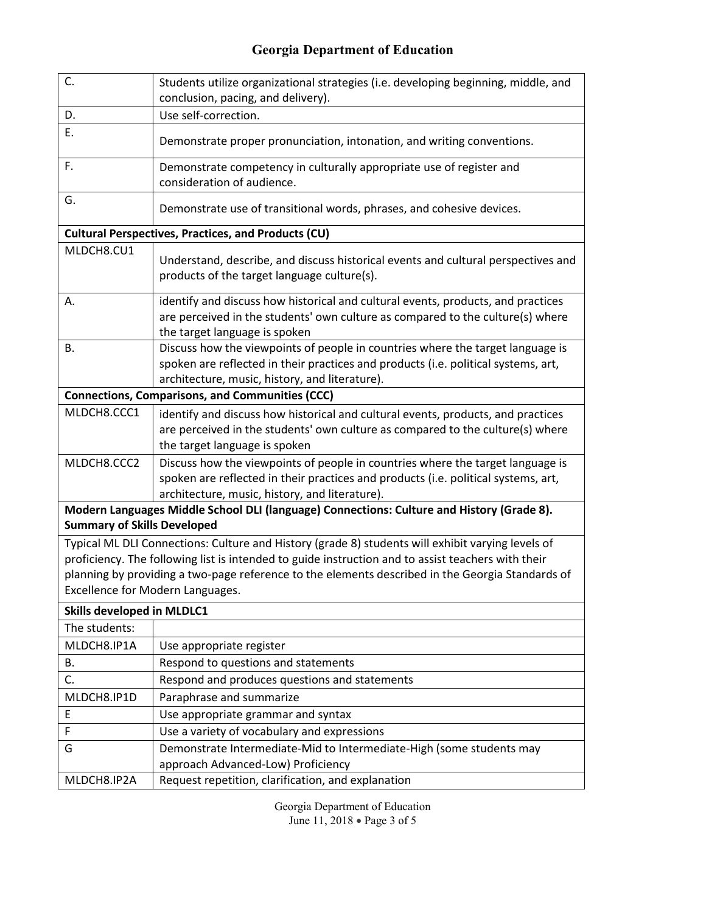| | |
|---|---|
| C. | Students utilize organizational strategies (i.e. developing beginning, middle, and conclusion, pacing, and delivery). |
| D. | Use self-correction. |
| E. | Demonstrate proper pronunciation, intonation, and writing conventions. |
| F. | Demonstrate competency in culturally appropriate use of register and consideration of audience. |
| G. | Demonstrate use of transitional words, phrases, and cohesive devices. |
| **Cultural Perspectives, Practices, and Products (CU)** | |
| MLDCH8.CU1 | Understand, describe, and discuss historical events and cultural perspectives and products of the target language culture(s). |
| A. | identify and discuss how historical and cultural events, products, and practices are perceived in the students' own culture as compared to the culture(s) where the target language is spoken |
| B. | Discuss how the viewpoints of people in countries where the target language is spoken are reflected in their practices and products (i.e. political systems, art, architecture, music, history, and literature). |
| **Connections, Comparisons, and Communities (CCC)** | |
| MLDCH8.CCC1 | identify and discuss how historical and cultural events, products, and practices are perceived in the students' own culture as compared to the culture(s) where the target language is spoken |
| MLDCH8.CCC2 | Discuss how the viewpoints of people in countries where the target language is spoken are reflected in their practices and products (i.e. political systems, art, architecture, music, history, and literature). |
| **Modern Languages Middle School DLI (language) Connections: Culture and History (Grade 8). Summary of Skills Developed** | |
| Typical ML DLI Connections: Culture and History (grade 8) students will exhibit varying levels of proficiency. The following list is intended to guide instruction and to assist teachers with their planning by providing a two-page reference to the elements described in the Georgia Standards of Excellence for Modern Languages. | |
| **Skills developed in MLDLC1** | |
| The students: | |
| MLDCH8.IP1A | Use appropriate register |
| B. | Respond to questions and statements |
| C. | Respond and produces questions and statements |
| MLDCH8.IP1D | Paraphrase and summarize |
| E | Use appropriate grammar and syntax |
| F | Use a variety of vocabulary and expressions |
| G | Demonstrate Intermediate-Mid to Intermediate-High (some students may approach Advanced-Low) Proficiency |
| MLDCH8.IP2A | Request repetition, clarification, and explanation |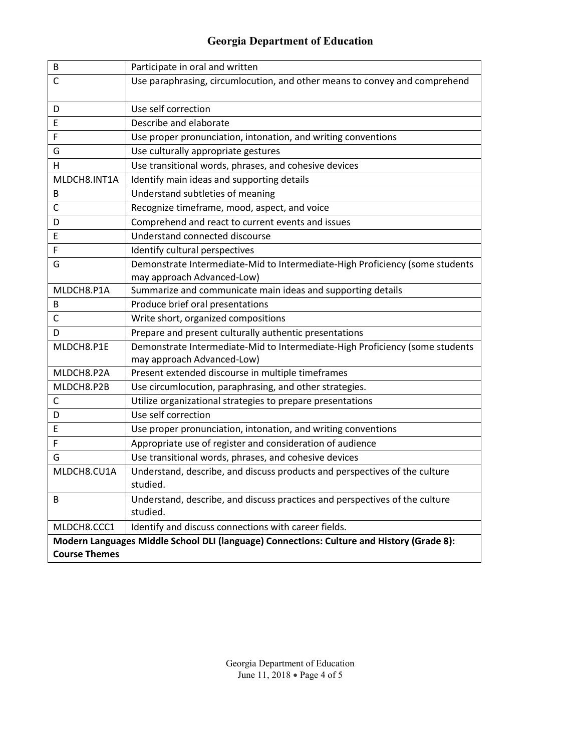| B | Participate in oral and written |
|---|---|
| C | Use paraphrasing, circumlocution, and other means to convey and comprehend |
| D | Use self correction |
| E | Describe and elaborate |
| F | Use proper pronunciation, intonation, and writing conventions |
| G | Use culturally appropriate gestures |
| H | Use transitional words, phrases, and cohesive devices |
| MLDCH8.INT1A | Identify main ideas and supporting details |
| B | Understand subtleties of meaning |
| C | Recognize timeframe, mood, aspect, and voice |
| D | Comprehend and react to current events and issues |
| E | Understand connected discourse |
| F | Identify cultural perspectives |
| G | Demonstrate Intermediate-Mid to Intermediate-High Proficiency (some students may approach Advanced-Low) |
| MLDCH8.P1A | Summarize and communicate main ideas and supporting details |
| B | Produce brief oral presentations |
| C | Write short, organized compositions |
| D | Prepare and present culturally authentic presentations |
| MLDCH8.P1E | Demonstrate Intermediate-Mid to Intermediate-High Proficiency (some students may approach Advanced-Low) |
| MLDCH8.P2A | Present extended discourse in multiple timeframes |
| MLDCH8.P2B | Use circumlocution, paraphrasing, and other strategies. |
| C | Utilize organizational strategies to prepare presentations |
| D | Use self correction |
| E | Use proper pronunciation, intonation, and writing conventions |
| F | Appropriate use of register and consideration of audience |
| G | Use transitional words, phrases, and cohesive devices |
| MLDCH8.CU1A | Understand, describe, and discuss products and perspectives of the culture studied. |
| B | Understand, describe, and discuss practices and perspectives of the culture studied. |
| MLDCH8.CCC1 | Identify and discuss connections with career fields. |
| **Modern Languages Middle School DLI (language) Connections: Culture and History (Grade 8): Course Themes** | |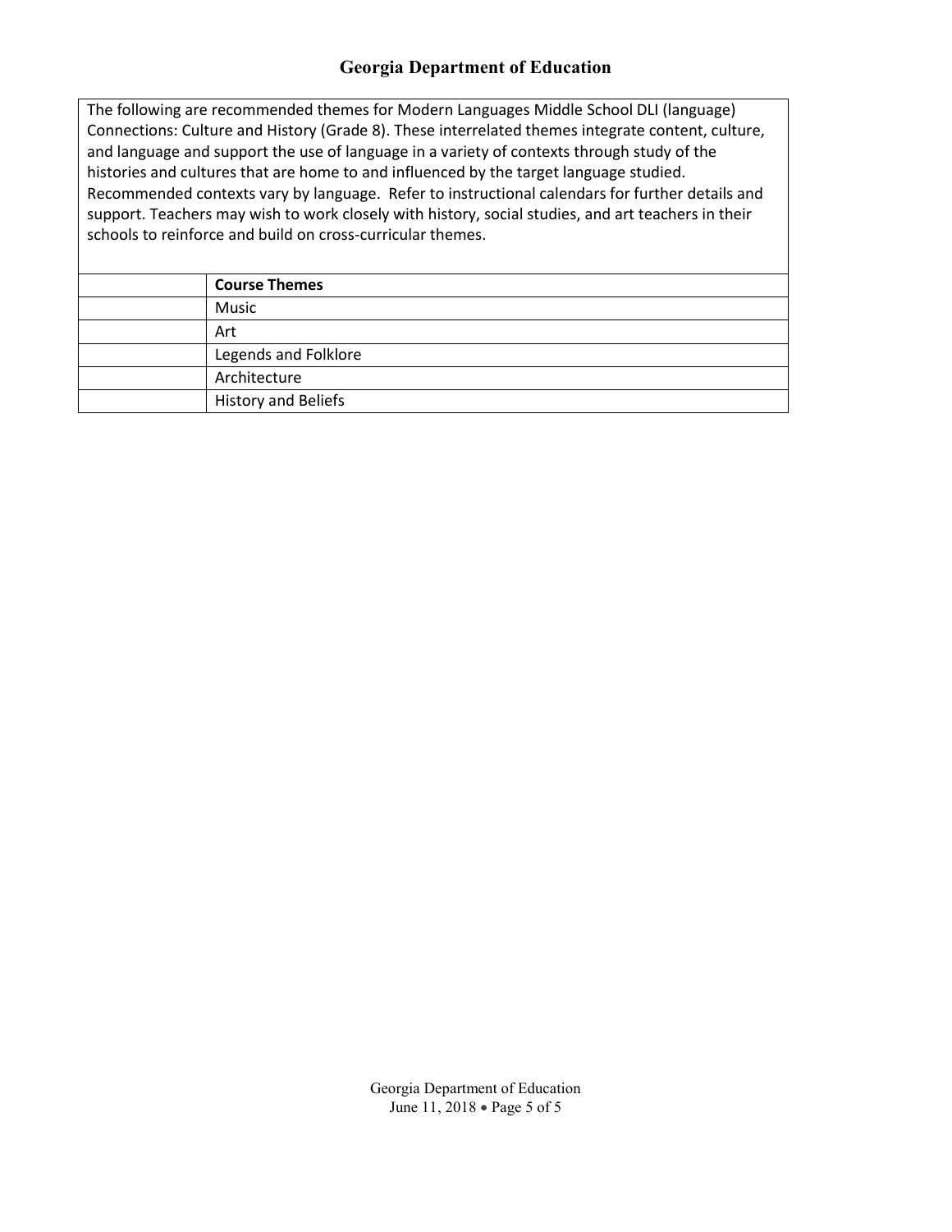The following are recommended themes for Modern Languages Middle School DLI (language) Connections: Culture and History (Grade 8). These interrelated themes integrate content, culture, and language and support the use of language in a variety of contexts through study of the histories and cultures that are home to and influenced by the target language studied. Recommended contexts vary by language. Refer to instructional calendars for further details and support. Teachers may wish to work closely with history, social studies, and art teachers in their schools to reinforce and build on cross-curricular themes.

| | **Course Themes** |
|---|---|
| | Music |
| | Art |
| | Legends and Folklore |
| | Architecture |
| | History and Beliefs |